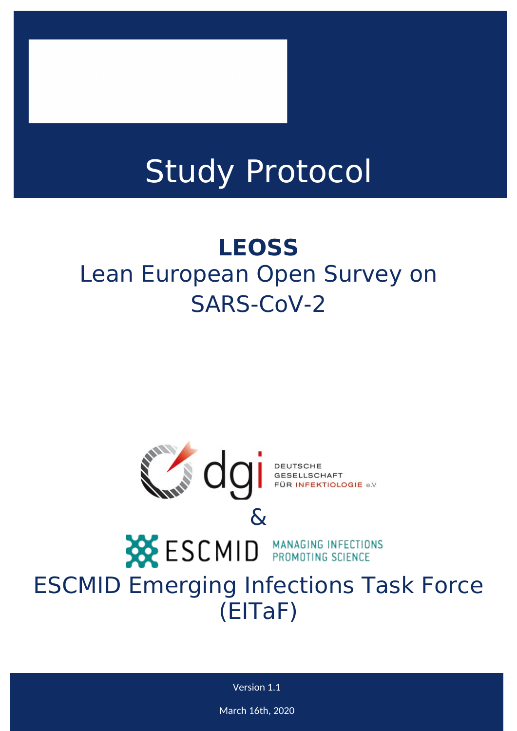# Study Protocol

## LEOSS

Lean European Open Survey on SARS-CoV-2

DEUTSCHE GESELLSCHAFT FÜR INFEKTIOLOGIE e.V

&

ESCMID MANAGING INFECTIONS PROMOTING SCIENCE

ESCMID Emerging Infections Task Force (EITaF)

Version 1.1

March 16th, 2020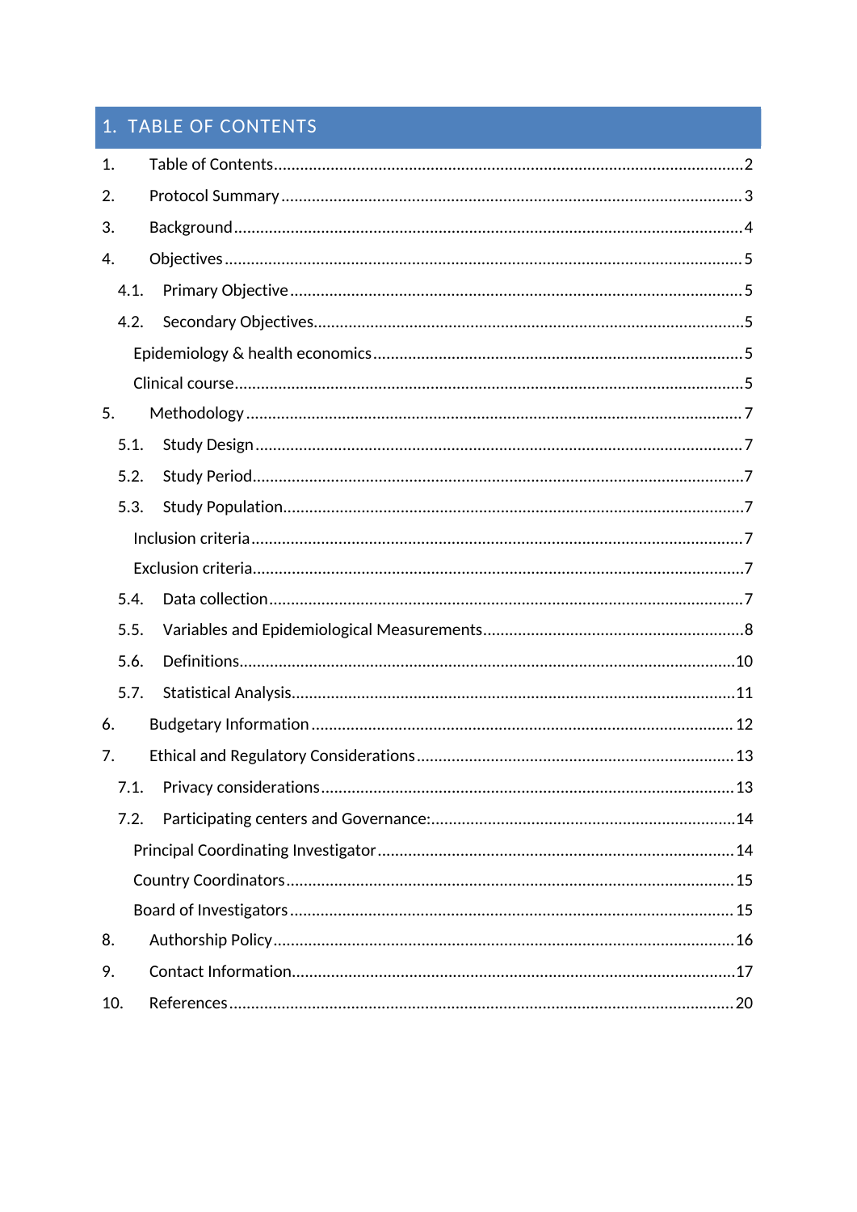# 1. TABLE OF CONTENTS

1. Table of Contents....................................................................................................2
2. Protocol Summary....................................................................................................3
3. Background.............................................................................................................4
4. Objectives................................................................................................................5
   - 4.1. Primary Objective..............................................................................................5
   - 4.2. Secondary Objectives.........................................................................................5
     - Epidemiology & health economics...........................................................................5
     - Clinical course.........................................................................................................5
5. Methodology.............................................................................................................7
   - 5.1. Study Design......................................................................................................7
   - 5.2. Study Period.......................................................................................................7
   - 5.3. Study Population................................................................................................7
     - Inclusion criteria......................................................................................................7
     - Exclusion criteria.....................................................................................................7
   - 5.4. Data collection....................................................................................................7
   - 5.5. Variables and Epidemiological Measurements.....................................................8
   - 5.6. Definitions........................................................................................................10
   - 5.7. Statistical Analysis............................................................................................11
6. Budgetary Information.............................................................................................12
7. Ethical and Regulatory Considerations.....................................................................13
   - 7.1. Privacy considerations.......................................................................................13
   - 7.2. Participating centers and Governance:...............................................................14
     - Principal Coordinating Investigator........................................................................14
     - Country Coordinators.............................................................................................15
     - Board of Investigators............................................................................................15
8. Authorship Policy....................................................................................................16
9. Contact Information.................................................................................................17
10. References............................................................................................................20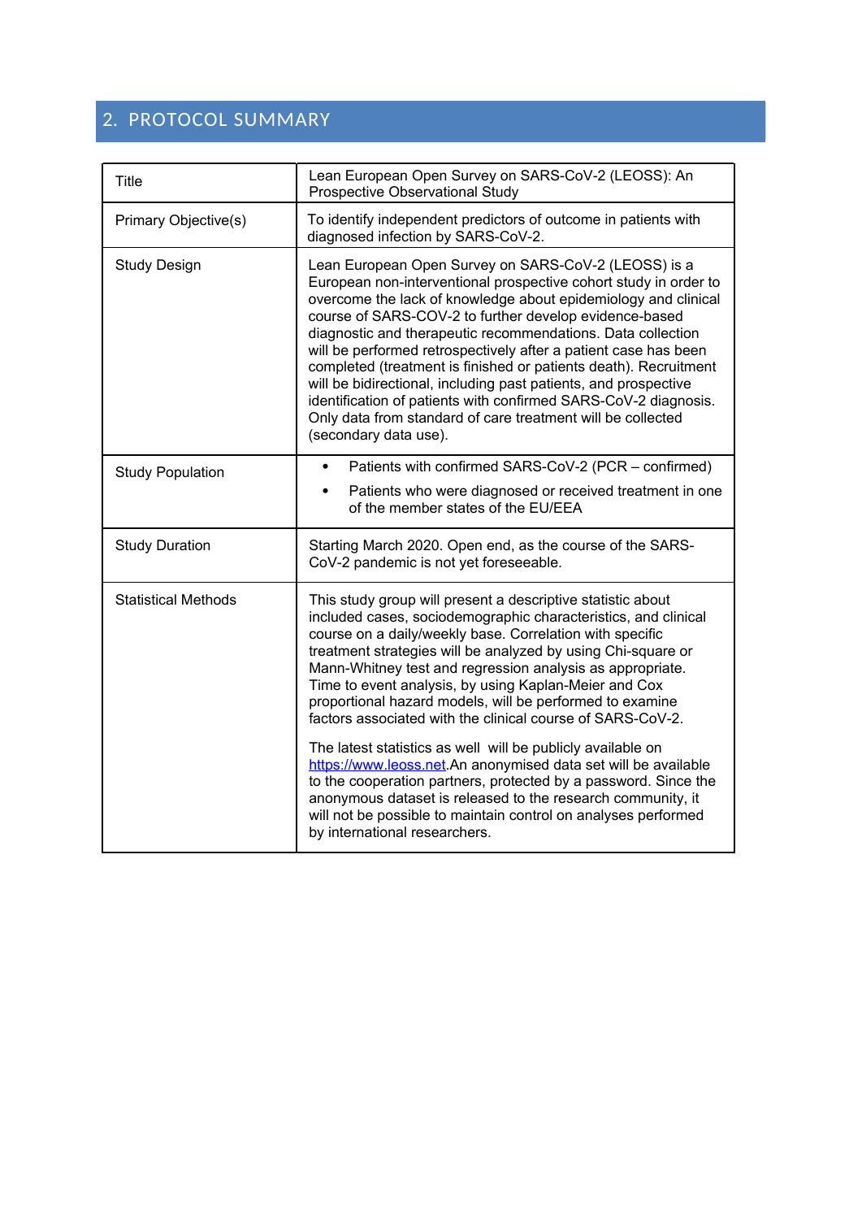## 2. PROTOCOL SUMMARY

| | |
|---|---|
| Title | Lean European Open Survey on SARS-CoV-2 (LEOSS): An Prospective Observational Study |
| Primary Objective(s) | To identify independent predictors of outcome in patients with diagnosed infection by SARS-CoV-2. |
| Study Design | Lean European Open Survey on SARS-CoV-2 (LEOSS) is a European non-interventional prospective cohort study in order to overcome the lack of knowledge about epidemiology and clinical course of SARS-COV-2 to further develop evidence-based diagnostic and therapeutic recommendations. Data collection will be performed retrospectively after a patient case has been completed (treatment is finished or patients death). Recruitment will be bidirectional, including past patients, and prospective identification of patients with confirmed SARS-CoV-2 diagnosis. Only data from standard of care treatment will be collected (secondary data use). |
| Study Population | • Patients with confirmed SARS-CoV-2 (PCR – confirmed)<br>• Patients who were diagnosed or received treatment in one of the member states of the EU/EEA |
| Study Duration | Starting March 2020. Open end, as the course of the SARS-CoV-2 pandemic is not yet foreseeable. |
| Statistical Methods | This study group will present a descriptive statistic about included cases, sociodemographic characteristics, and clinical course on a daily/weekly base. Correlation with specific treatment strategies will be analyzed by using Chi-square or Mann-Whitney test and regression analysis as appropriate. Time to event analysis, by using Kaplan-Meier and Cox proportional hazard models, will be performed to examine factors associated with the clinical course of SARS-CoV-2.<br><br>The latest statistics as well will be publicly available on https://www.leoss.net.An anonymised data set will be available to the cooperation partners, protected by a password. Since the anonymous dataset is released to the research community, it will not be possible to maintain control on analyses performed by international researchers. |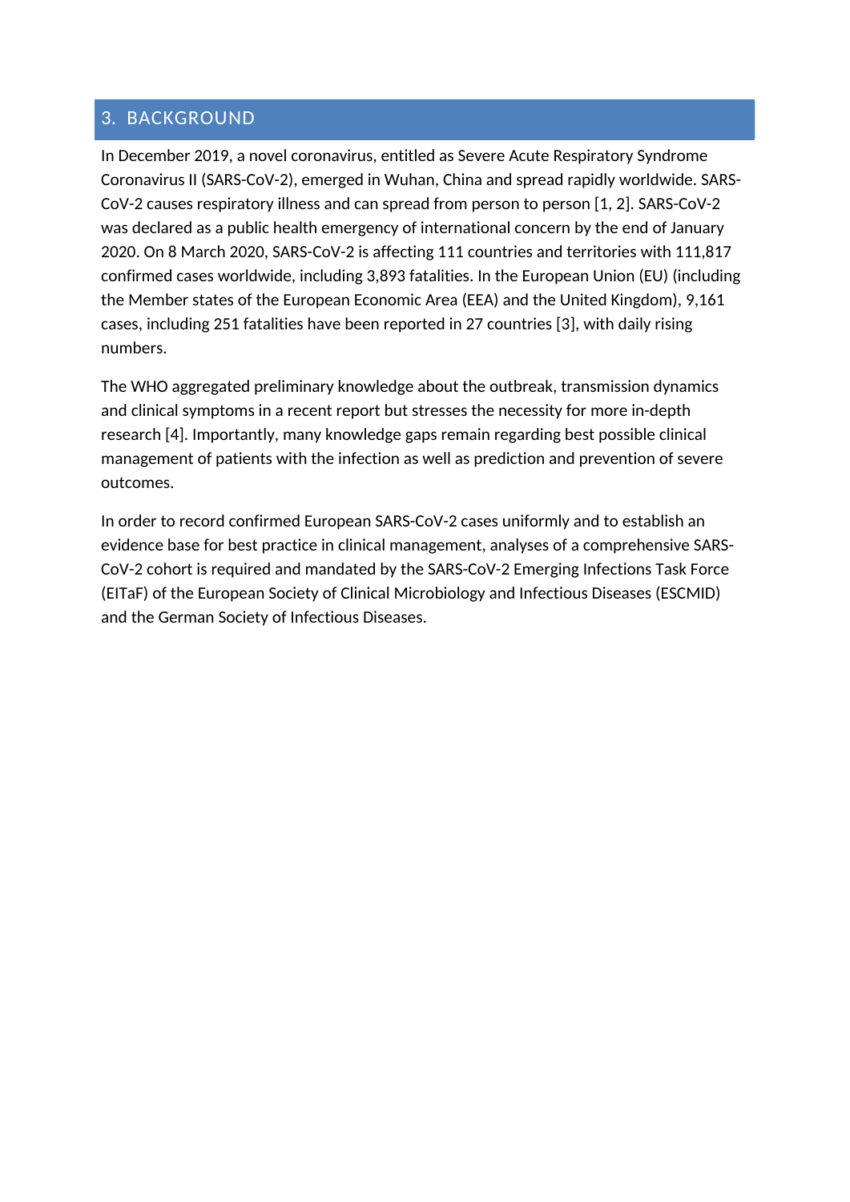## 3. BACKGROUND

In December 2019, a novel coronavirus, entitled as Severe Acute Respiratory Syndrome Coronavirus II (SARS-CoV-2), emerged in Wuhan, China and spread rapidly worldwide. SARS-CoV-2 causes respiratory illness and can spread from person to person [1, 2]. SARS-CoV-2 was declared as a public health emergency of international concern by the end of January 2020. On 8 March 2020, SARS-CoV-2 is affecting 111 countries and territories with 111,817 confirmed cases worldwide, including 3,893 fatalities. In the European Union (EU) (including the Member states of the European Economic Area (EEA) and the United Kingdom), 9,161 cases, including 251 fatalities have been reported in 27 countries [3], with daily rising numbers.

The WHO aggregated preliminary knowledge about the outbreak, transmission dynamics and clinical symptoms in a recent report but stresses the necessity for more in-depth research [4]. Importantly, many knowledge gaps remain regarding best possible clinical management of patients with the infection as well as prediction and prevention of severe outcomes.

In order to record confirmed European SARS-CoV-2 cases uniformly and to establish an evidence base for best practice in clinical management, analyses of a comprehensive SARS-CoV-2 cohort is required and mandated by the SARS-CoV-2 Emerging Infections Task Force (EITaF) of the European Society of Clinical Microbiology and Infectious Diseases (ESCMID) and the German Society of Infectious Diseases.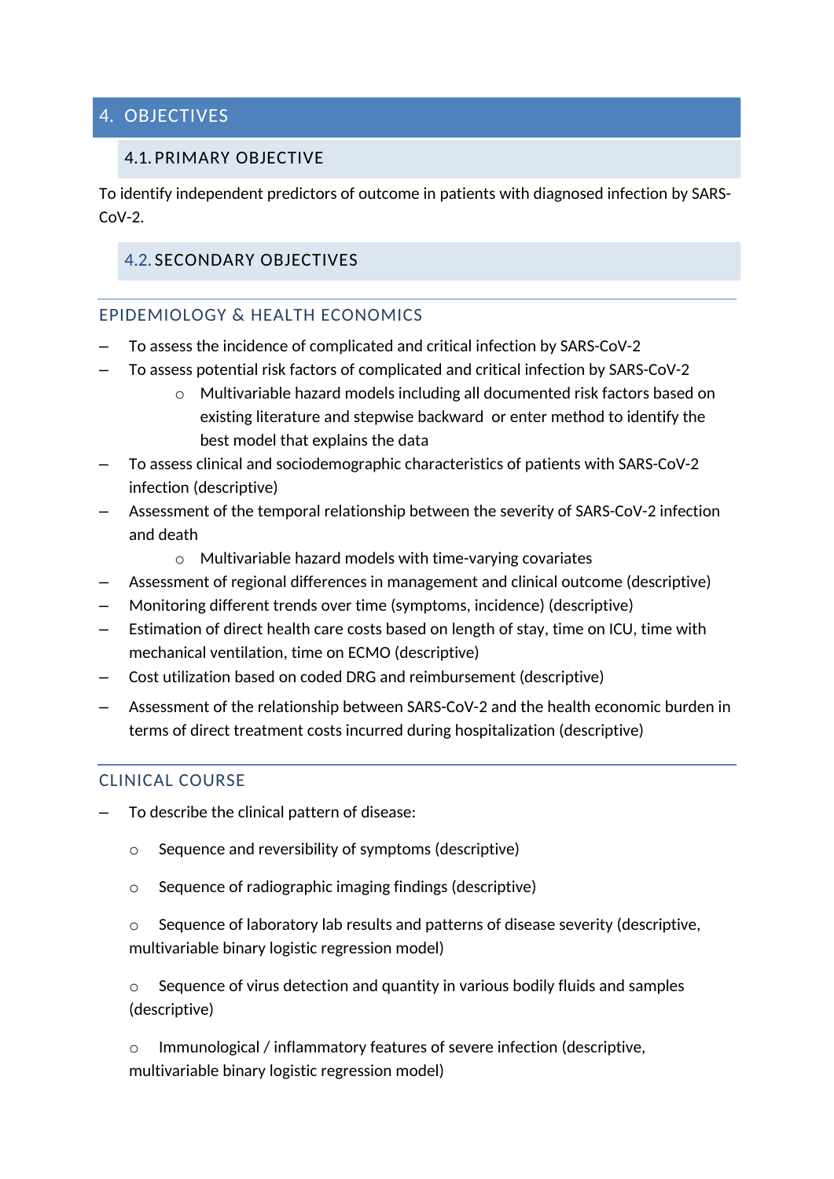# 4. OBJECTIVES

## 4.1. PRIMARY OBJECTIVE

To identify independent predictors of outcome in patients with diagnosed infection by SARS-CoV-2.

## 4.2. SECONDARY OBJECTIVES

### EPIDEMIOLOGY & HEALTH ECONOMICS

- To assess the incidence of complicated and critical infection by SARS-CoV-2
- To assess potential risk factors of complicated and critical infection by SARS-CoV-2
  - Multivariable hazard models including all documented risk factors based on existing literature and stepwise backward or enter method to identify the best model that explains the data
- To assess clinical and sociodemographic characteristics of patients with SARS-CoV-2 infection (descriptive)
- Assessment of the temporal relationship between the severity of SARS-CoV-2 infection and death
  - Multivariable hazard models with time-varying covariates
- Assessment of regional differences in management and clinical outcome (descriptive)
- Monitoring different trends over time (symptoms, incidence) (descriptive)
- Estimation of direct health care costs based on length of stay, time on ICU, time with mechanical ventilation, time on ECMO (descriptive)
- Cost utilization based on coded DRG and reimbursement (descriptive)
- Assessment of the relationship between SARS-CoV-2 and the health economic burden in terms of direct treatment costs incurred during hospitalization (descriptive)

### CLINICAL COURSE

- To describe the clinical pattern of disease:
  - Sequence and reversibility of symptoms (descriptive)
  - Sequence of radiographic imaging findings (descriptive)
  - Sequence of laboratory lab results and patterns of disease severity (descriptive, multivariable binary logistic regression model)
  - Sequence of virus detection and quantity in various bodily fluids and samples (descriptive)
  - Immunological / inflammatory features of severe infection (descriptive, multivariable binary logistic regression model)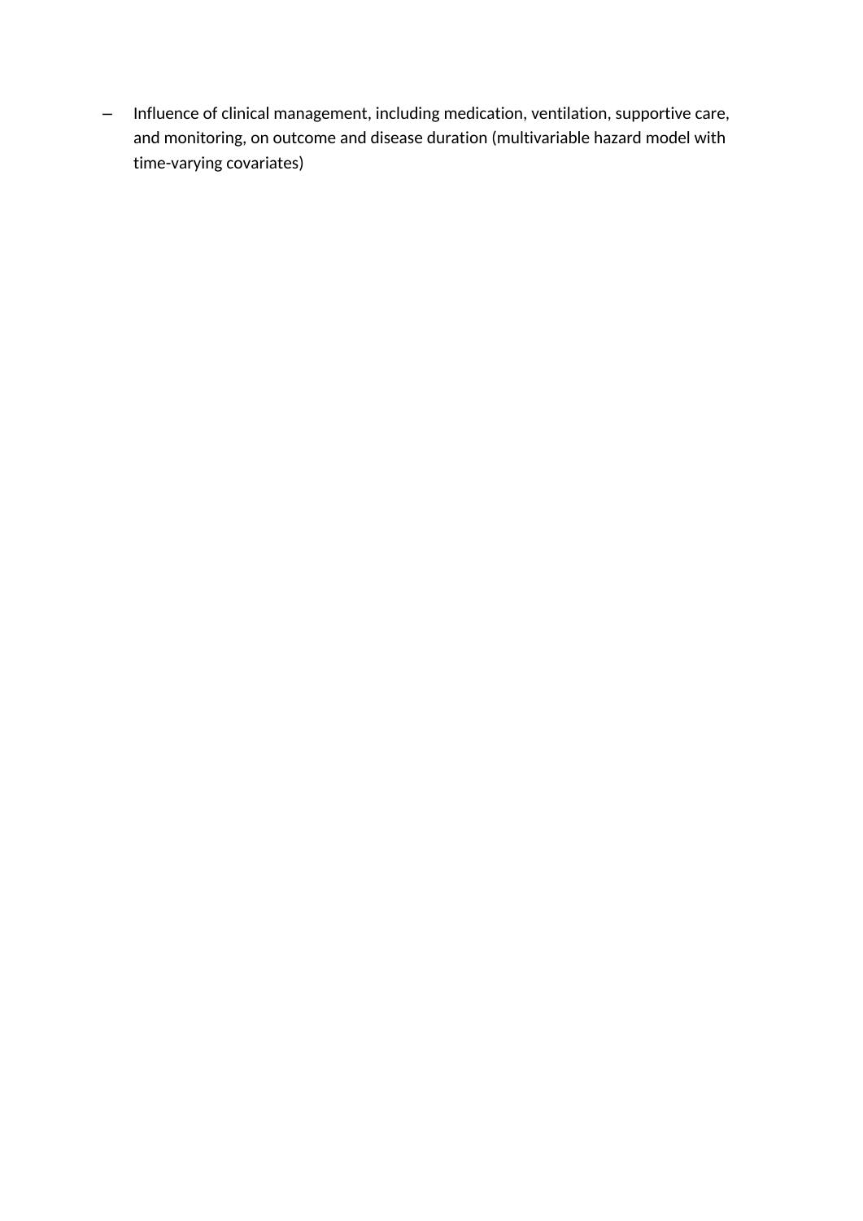- Influence of clinical management, including medication, ventilation, supportive care, and monitoring, on outcome and disease duration (multivariable hazard model with time-varying covariates)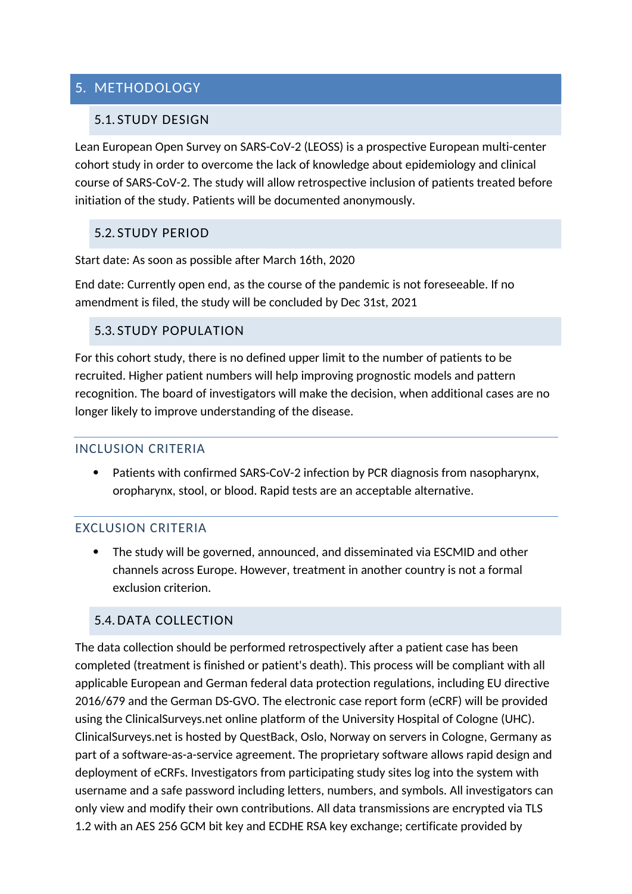# 5. METHODOLOGY

## 5.1. STUDY DESIGN

Lean European Open Survey on SARS-CoV-2 (LEOSS) is a prospective European multi-center cohort study in order to overcome the lack of knowledge about epidemiology and clinical course of SARS-CoV-2. The study will allow retrospective inclusion of patients treated before initiation of the study. Patients will be documented anonymously.

## 5.2. STUDY PERIOD

Start date: As soon as possible after March 16th, 2020

End date: Currently open end, as the course of the pandemic is not foreseeable. If no amendment is filed, the study will be concluded by Dec 31st, 2021

## 5.3. STUDY POPULATION

For this cohort study, there is no defined upper limit to the number of patients to be recruited. Higher patient numbers will help improving prognostic models and pattern recognition. The board of investigators will make the decision, when additional cases are no longer likely to improve understanding of the disease.

### INCLUSION CRITERIA

- Patients with confirmed SARS-CoV-2 infection by PCR diagnosis from nasopharynx, oropharynx, stool, or blood. Rapid tests are an acceptable alternative.

### EXCLUSION CRITERIA

- The study will be governed, announced, and disseminated via ESCMID and other channels across Europe. However, treatment in another country is not a formal exclusion criterion.

## 5.4. DATA COLLECTION

The data collection should be performed retrospectively after a patient case has been completed (treatment is finished or patient's death). This process will be compliant with all applicable European and German federal data protection regulations, including EU directive 2016/679 and the German DS-GVO. The electronic case report form (eCRF) will be provided using the ClinicalSurveys.net online platform of the University Hospital of Cologne (UHC). ClinicalSurveys.net is hosted by QuestBack, Oslo, Norway on servers in Cologne, Germany as part of a software-as-a-service agreement. The proprietary software allows rapid design and deployment of eCRFs. Investigators from participating study sites log into the system with username and a safe password including letters, numbers, and symbols. All investigators can only view and modify their own contributions. All data transmissions are encrypted via TLS 1.2 with an AES 256 GCM bit key and ECDHE RSA key exchange; certificate provided by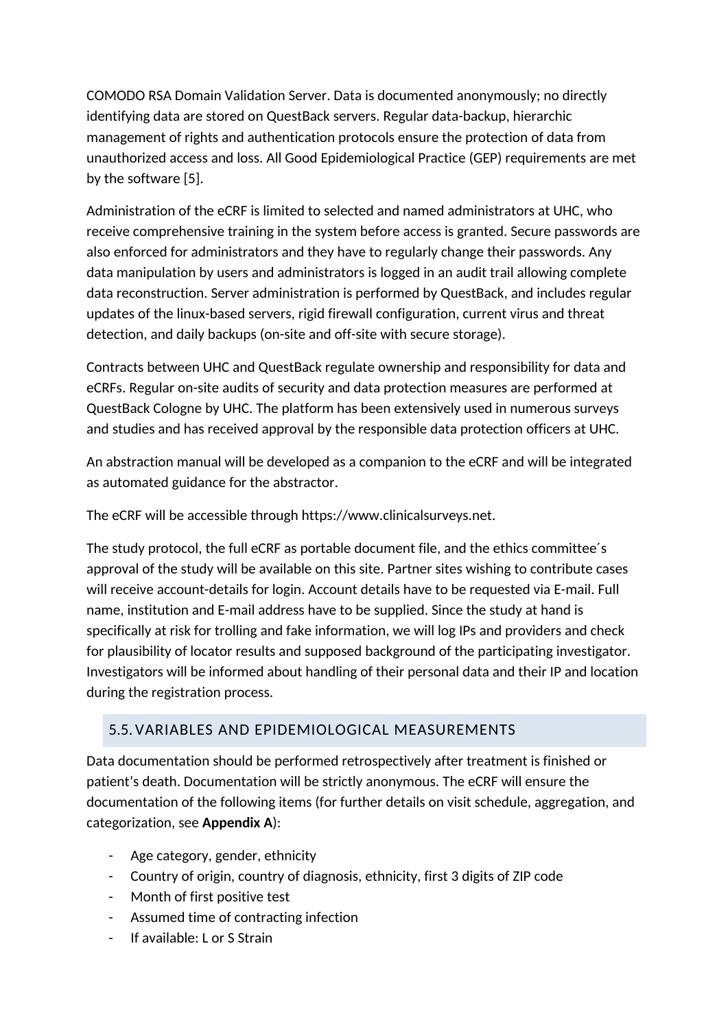COMODO RSA Domain Validation Server. Data is documented anonymously; no directly identifying data are stored on QuestBack servers. Regular data-backup, hierarchic management of rights and authentication protocols ensure the protection of data from unauthorized access and loss. All Good Epidemiological Practice (GEP) requirements are met by the software [5].

Administration of the eCRF is limited to selected and named administrators at UHC, who receive comprehensive training in the system before access is granted. Secure passwords are also enforced for administrators and they have to regularly change their passwords. Any data manipulation by users and administrators is logged in an audit trail allowing complete data reconstruction. Server administration is performed by QuestBack, and includes regular updates of the linux-based servers, rigid firewall configuration, current virus and threat detection, and daily backups (on-site and off-site with secure storage).

Contracts between UHC and QuestBack regulate ownership and responsibility for data and eCRFs. Regular on-site audits of security and data protection measures are performed at QuestBack Cologne by UHC. The platform has been extensively used in numerous surveys and studies and has received approval by the responsible data protection officers at UHC.

An abstraction manual will be developed as a companion to the eCRF and will be integrated as automated guidance for the abstractor.

The eCRF will be accessible through https://www.clinicalsurveys.net.

The study protocol, the full eCRF as portable document file, and the ethics committee´s approval of the study will be available on this site. Partner sites wishing to contribute cases will receive account-details for login. Account details have to be requested via E-mail. Full name, institution and E-mail address have to be supplied. Since the study at hand is specifically at risk for trolling and fake information, we will log IPs and providers and check for plausibility of locator results and supposed background of the participating investigator. Investigators will be informed about handling of their personal data and their IP and location during the registration process.

## 5.5. VARIABLES AND EPIDEMIOLOGICAL MEASUREMENTS

Data documentation should be performed retrospectively after treatment is finished or patient's death. Documentation will be strictly anonymous. The eCRF will ensure the documentation of the following items (for further details on visit schedule, aggregation, and categorization, see **Appendix A**):

- Age category, gender, ethnicity
- Country of origin, country of diagnosis, ethnicity, first 3 digits of ZIP code
- Month of first positive test
- Assumed time of contracting infection
- If available: L or S Strain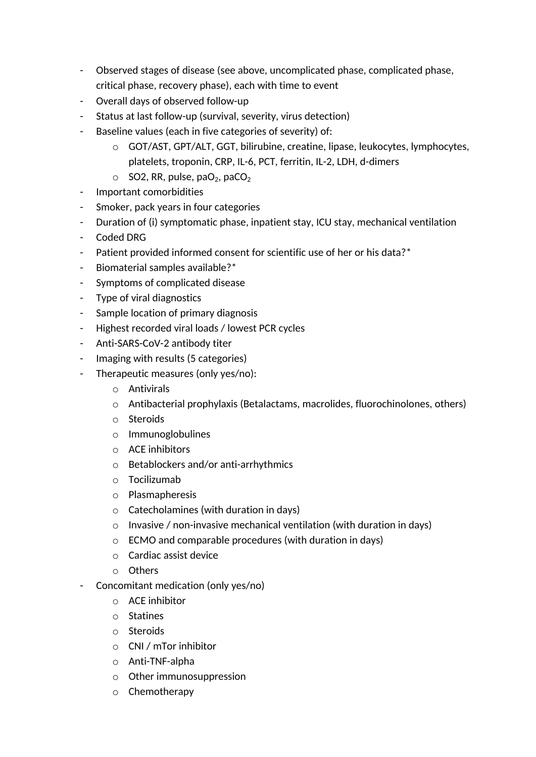- Observed stages of disease (see above, uncomplicated phase, complicated phase, critical phase, recovery phase), each with time to event
- Overall days of observed follow-up
- Status at last follow-up (survival, severity, virus detection)
- Baseline values (each in five categories of severity) of:
  - GOT/AST, GPT/ALT, GGT, bilirubine, creatine, lipase, leukocytes, lymphocytes, platelets, troponin, CRP, IL-6, PCT, ferritin, IL-2, LDH, d-dimers
  - SO2, RR, pulse, $paO_2$, $paCO_2$
- Important comorbidities
- Smoker, pack years in four categories
- Duration of (i) symptomatic phase, inpatient stay, ICU stay, mechanical ventilation
- Coded DRG
- Patient provided informed consent for scientific use of her or his data?*
- Biomaterial samples available?*
- Symptoms of complicated disease
- Type of viral diagnostics
- Sample location of primary diagnosis
- Highest recorded viral loads / lowest PCR cycles
- Anti-SARS-CoV-2 antibody titer
- Imaging with results (5 categories)
- Therapeutic measures (only yes/no):
  - Antivirals
  - Antibacterial prophylaxis (Betalactams, macrolides, fluorochinolones, others)
  - Steroids
  - Immunoglobulines
  - ACE inhibitors
  - Betablockers and/or anti-arrhythmics
  - Tocilizumab
  - Plasmapheresis
  - Catecholamines (with duration in days)
  - Invasive / non-invasive mechanical ventilation (with duration in days)
  - ECMO and comparable procedures (with duration in days)
  - Cardiac assist device
  - Others
- Concomitant medication (only yes/no)
  - ACE inhibitor
  - Statines
  - Steroids
  - CNI / mTor inhibitor
  - Anti-TNF-alpha
  - Other immunosuppression
  - Chemotherapy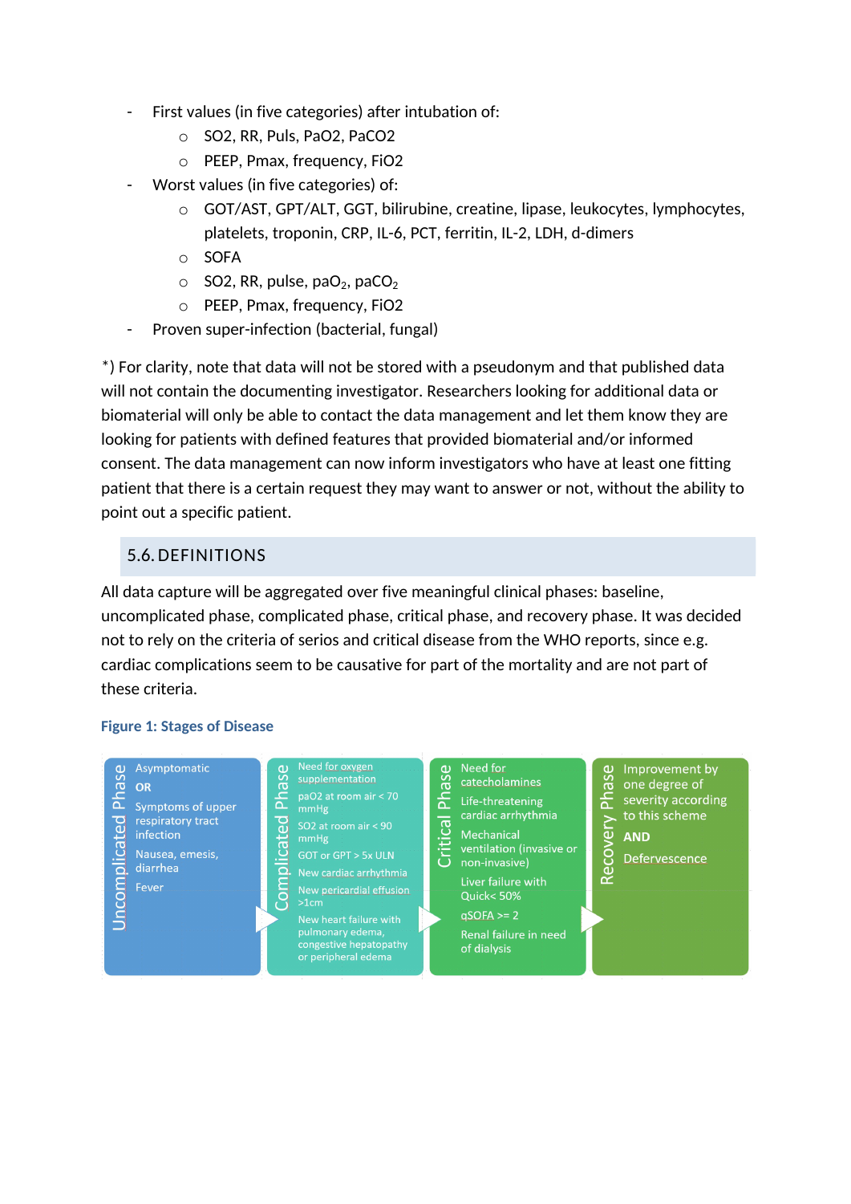- First values (in five categories) after intubation of:
  - SO2, RR, Puls, PaO2, PaCO2
  - PEEP, Pmax, frequency, FiO2
- Worst values (in five categories) of:
  - GOT/AST, GPT/ALT, GGT, bilirubine, creatine, lipase, leukocytes, lymphocytes, platelets, troponin, CRP, IL-6, PCT, ferritin, IL-2, LDH, d-dimers
  - SOFA
  - SO2, RR, pulse, $paO_2$, $paCO_2$
  - PEEP, Pmax, frequency, FiO2
- Proven super-infection (bacterial, fungal)

*) For clarity, note that data will not be stored with a pseudonym and that published data will not contain the documenting investigator. Researchers looking for additional data or biomaterial will only be able to contact the data management and let them know they are looking for patients with defined features that provided biomaterial and/or informed consent. The data management can now inform investigators who have at least one fitting patient that there is a certain request they may want to answer or not, without the ability to point out a specific patient.

## 5.6. DEFINITIONS

All data capture will be aggregated over five meaningful clinical phases: baseline, uncomplicated phase, complicated phase, critical phase, and recovery phase. It was decided not to rely on the criteria of serios and critical disease from the WHO reports, since e.g. cardiac complications seem to be causative for part of the mortality and are not part of these criteria.

**Figure 1: Stages of Disease**

| Uncomplicated Phase | Complicated Phase | Critical Phase | Recovery Phase |
|---|---|---|---|
| Asymptomatic<br>**OR**<br>Symptoms of upper respiratory tract infection<br>Nausea, emesis, diarrhea<br>Fever | Need for oxygen supplementation<br>paO2 at room air < 70 mmHg<br>SO2 at room air < 90 mmHg<br>GOT or GPT > 5x ULN<br>New cardiac arrhythmia<br>New pericardial effusion >1cm<br>New heart failure with pulmonary edema, congestive hepatopathy or peripheral edema | Need for catecholamines<br>Life-threatening cardiac arrhythmia<br>Mechanical ventilation (invasive or non-invasive)<br>Liver failure with Quick< 50%<br>qSOFA >= 2<br>Renal failure in need of dialysis | Improvement by one degree of severity according to this scheme<br>**AND**<br>Defervescence |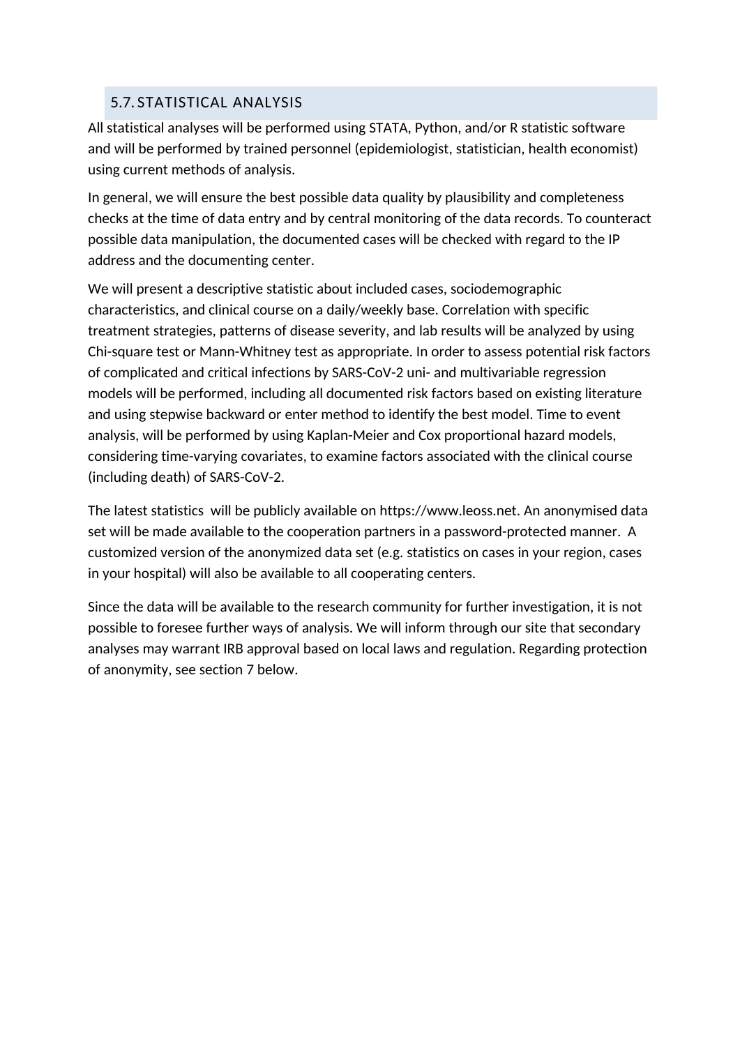## 5.7. STATISTICAL ANALYSIS

All statistical analyses will be performed using STATA, Python, and/or R statistic software and will be performed by trained personnel (epidemiologist, statistician, health economist) using current methods of analysis.

In general, we will ensure the best possible data quality by plausibility and completeness checks at the time of data entry and by central monitoring of the data records. To counteract possible data manipulation, the documented cases will be checked with regard to the IP address and the documenting center.

We will present a descriptive statistic about included cases, sociodemographic characteristics, and clinical course on a daily/weekly base. Correlation with specific treatment strategies, patterns of disease severity, and lab results will be analyzed by using Chi-square test or Mann-Whitney test as appropriate. In order to assess potential risk factors of complicated and critical infections by SARS-CoV-2 uni- and multivariable regression models will be performed, including all documented risk factors based on existing literature and using stepwise backward or enter method to identify the best model. Time to event analysis, will be performed by using Kaplan-Meier and Cox proportional hazard models, considering time-varying covariates, to examine factors associated with the clinical course (including death) of SARS-CoV-2.

The latest statistics will be publicly available on https://www.leoss.net. An anonymised data set will be made available to the cooperation partners in a password-protected manner. A customized version of the anonymized data set (e.g. statistics on cases in your region, cases in your hospital) will also be available to all cooperating centers.

Since the data will be available to the research community for further investigation, it is not possible to foresee further ways of analysis. We will inform through our site that secondary analyses may warrant IRB approval based on local laws and regulation. Regarding protection of anonymity, see section 7 below.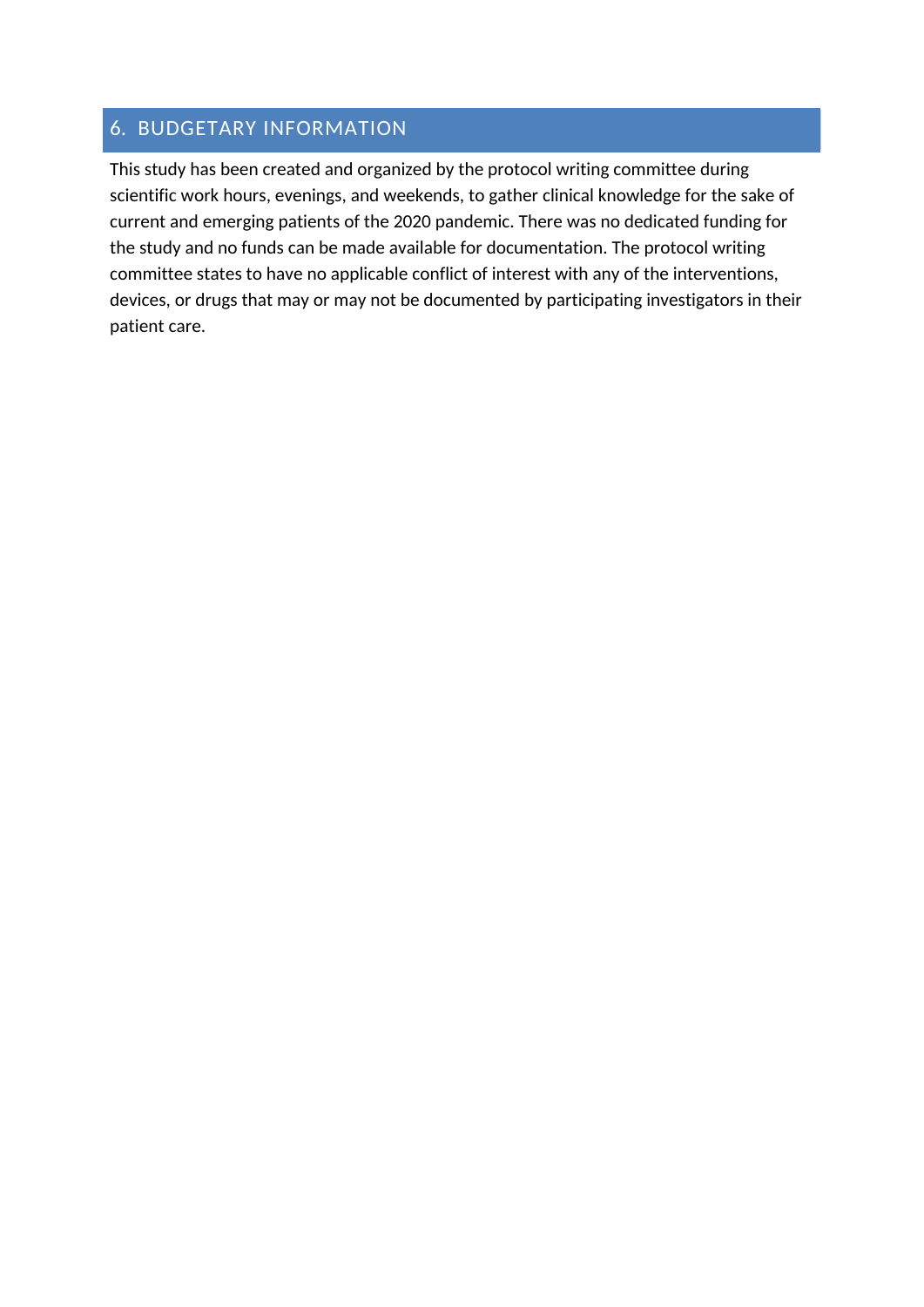## 6. BUDGETARY INFORMATION

This study has been created and organized by the protocol writing committee during scientific work hours, evenings, and weekends, to gather clinical knowledge for the sake of current and emerging patients of the 2020 pandemic. There was no dedicated funding for the study and no funds can be made available for documentation. The protocol writing committee states to have no applicable conflict of interest with any of the interventions, devices, or drugs that may or may not be documented by participating investigators in their patient care.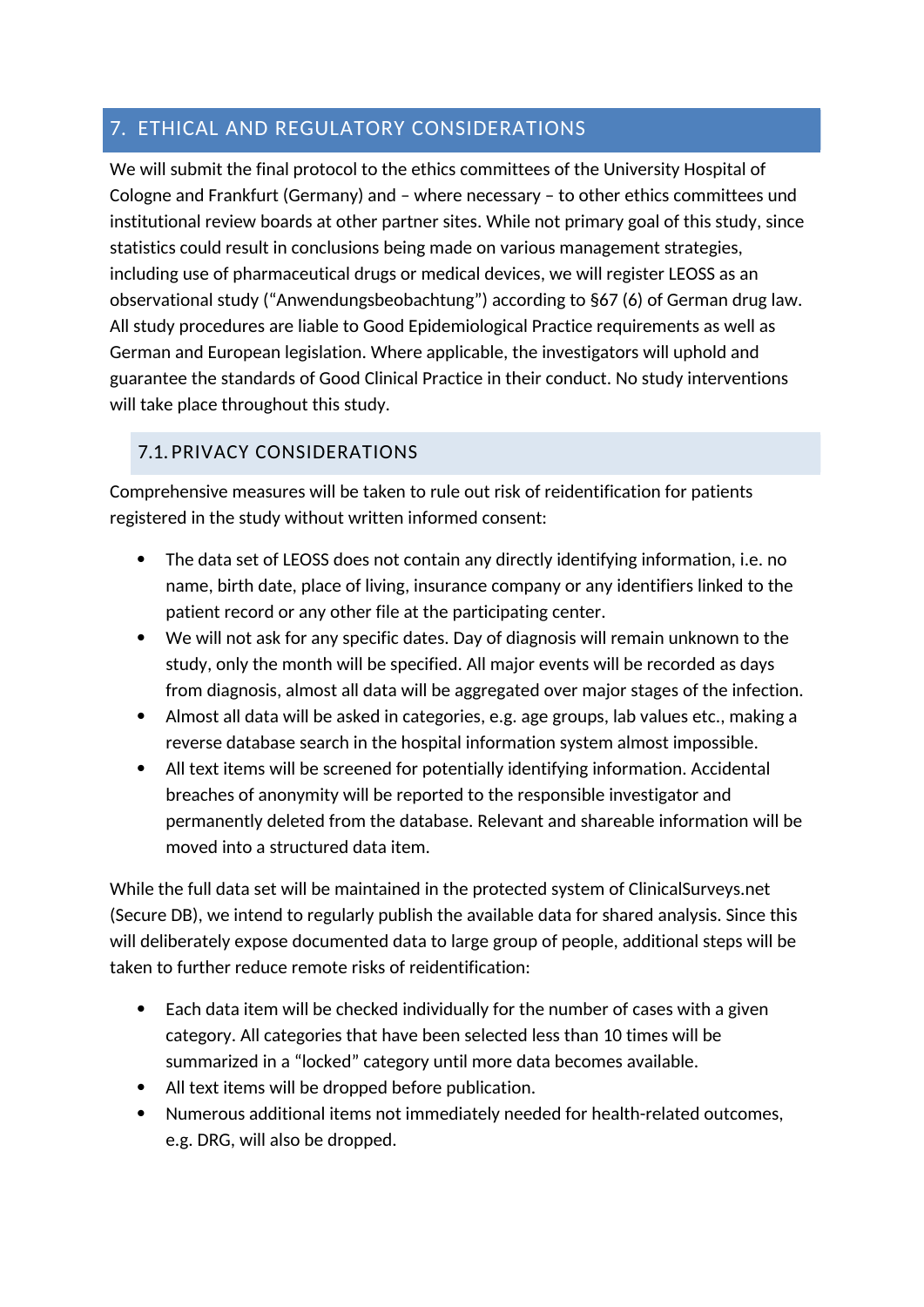## 7. ETHICAL AND REGULATORY CONSIDERATIONS

We will submit the final protocol to the ethics committees of the University Hospital of Cologne and Frankfurt (Germany) and – where necessary – to other ethics committees und institutional review boards at other partner sites. While not primary goal of this study, since statistics could result in conclusions being made on various management strategies, including use of pharmaceutical drugs or medical devices, we will register LEOSS as an observational study ("Anwendungsbeobachtung") according to §67 (6) of German drug law. All study procedures are liable to Good Epidemiological Practice requirements as well as German and European legislation. Where applicable, the investigators will uphold and guarantee the standards of Good Clinical Practice in their conduct. No study interventions will take place throughout this study.

### 7.1. PRIVACY CONSIDERATIONS

Comprehensive measures will be taken to rule out risk of reidentification for patients registered in the study without written informed consent:

- The data set of LEOSS does not contain any directly identifying information, i.e. no name, birth date, place of living, insurance company or any identifiers linked to the patient record or any other file at the participating center.
- We will not ask for any specific dates. Day of diagnosis will remain unknown to the study, only the month will be specified. All major events will be recorded as days from diagnosis, almost all data will be aggregated over major stages of the infection.
- Almost all data will be asked in categories, e.g. age groups, lab values etc., making a reverse database search in the hospital information system almost impossible.
- All text items will be screened for potentially identifying information. Accidental breaches of anonymity will be reported to the responsible investigator and permanently deleted from the database. Relevant and shareable information will be moved into a structured data item.

While the full data set will be maintained in the protected system of ClinicalSurveys.net (Secure DB), we intend to regularly publish the available data for shared analysis. Since this will deliberately expose documented data to large group of people, additional steps will be taken to further reduce remote risks of reidentification:

- Each data item will be checked individually for the number of cases with a given category. All categories that have been selected less than 10 times will be summarized in a "locked" category until more data becomes available.
- All text items will be dropped before publication.
- Numerous additional items not immediately needed for health-related outcomes, e.g. DRG, will also be dropped.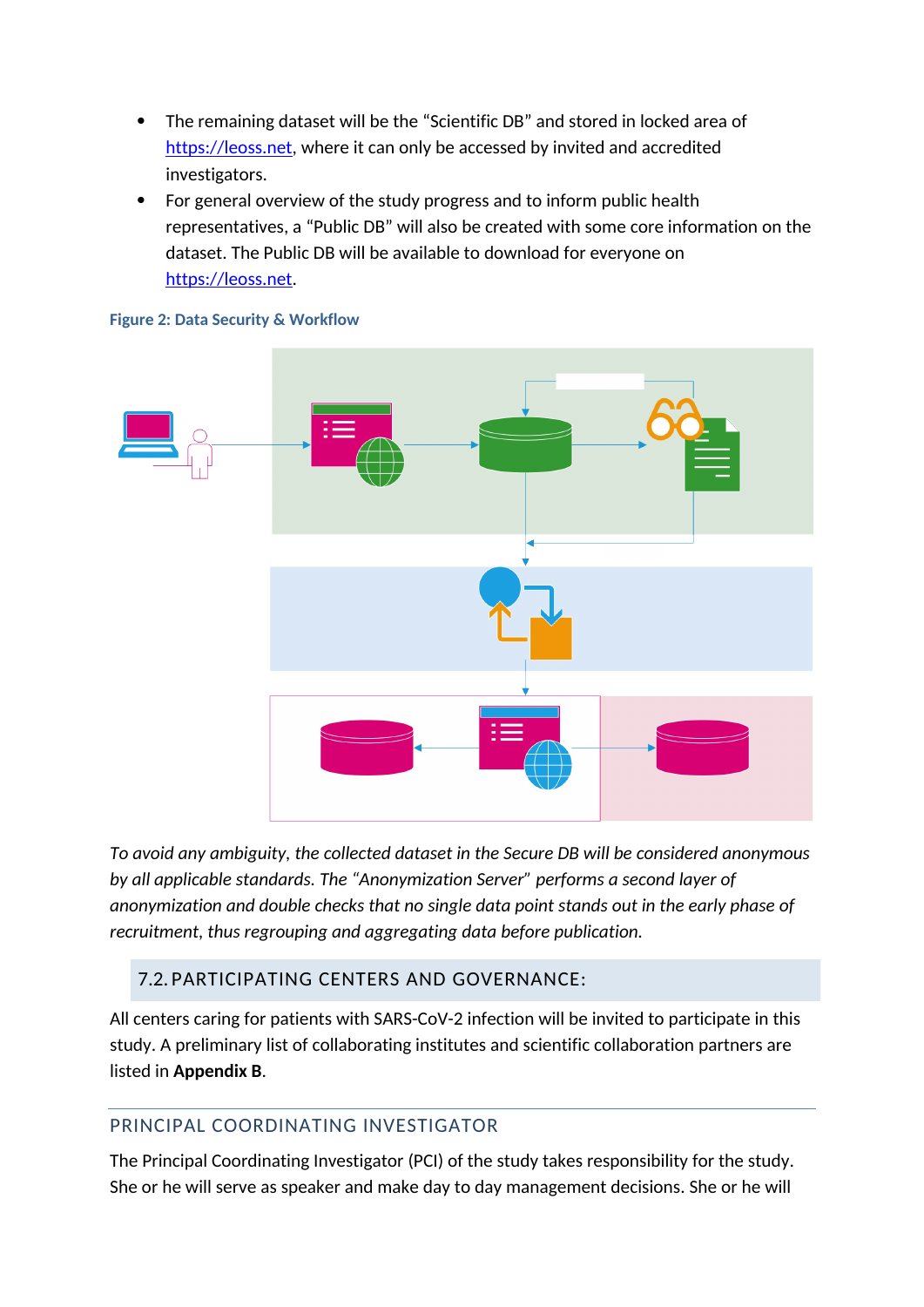- The remaining dataset will be the “Scientific DB” and stored in locked area of https://leoss.net, where it can only be accessed by invited and accredited investigators.
- For general overview of the study progress and to inform public health representatives, a “Public DB” will also be created with some core information on the dataset. The Public DB will be available to download for everyone on https://leoss.net.

**Figure 2: Data Security & Workflow**

*To avoid any ambiguity, the collected dataset in the Secure DB will be considered anonymous by all applicable standards. The “Anonymization Server” performs a second layer of anonymization and double checks that no single data point stands out in the early phase of recruitment, thus regrouping and aggregating data before publication.*

## 7.2. PARTICIPATING CENTERS AND GOVERNANCE:

All centers caring for patients with SARS-CoV-2 infection will be invited to participate in this study. A preliminary list of collaborating institutes and scientific collaboration partners are listed in **Appendix B**.

### PRINCIPAL COORDINATING INVESTIGATOR

The Principal Coordinating Investigator (PCI) of the study takes responsibility for the study. She or he will serve as speaker and make day to day management decisions. She or he will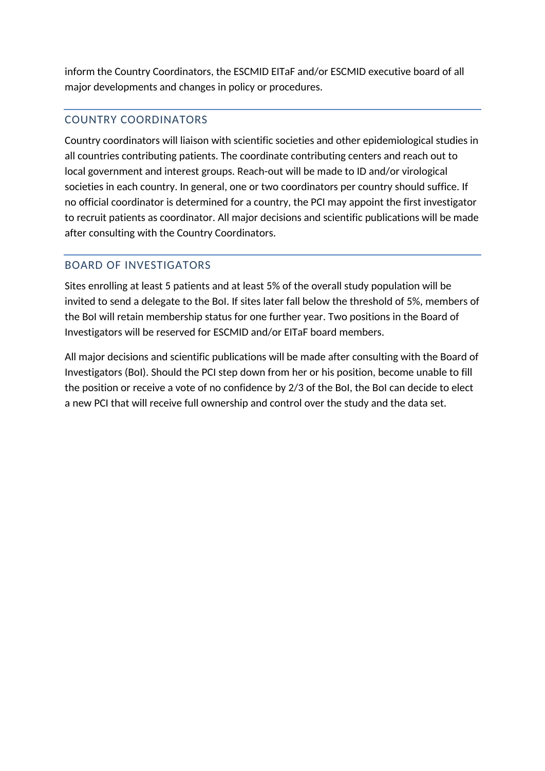inform the Country Coordinators, the ESCMID EITaF and/or ESCMID executive board of all major developments and changes in policy or procedures.

## COUNTRY COORDINATORS

Country coordinators will liaison with scientific societies and other epidemiological studies in all countries contributing patients. The coordinate contributing centers and reach out to local government and interest groups. Reach-out will be made to ID and/or virological societies in each country. In general, one or two coordinators per country should suffice. If no official coordinator is determined for a country, the PCI may appoint the first investigator to recruit patients as coordinator. All major decisions and scientific publications will be made after consulting with the Country Coordinators.

## BOARD OF INVESTIGATORS

Sites enrolling at least 5 patients and at least 5% of the overall study population will be invited to send a delegate to the BoI. If sites later fall below the threshold of 5%, members of the BoI will retain membership status for one further year. Two positions in the Board of Investigators will be reserved for ESCMID and/or EITaF board members.

All major decisions and scientific publications will be made after consulting with the Board of Investigators (BoI). Should the PCI step down from her or his position, become unable to fill the position or receive a vote of no confidence by 2/3 of the BoI, the BoI can decide to elect a new PCI that will receive full ownership and control over the study and the data set.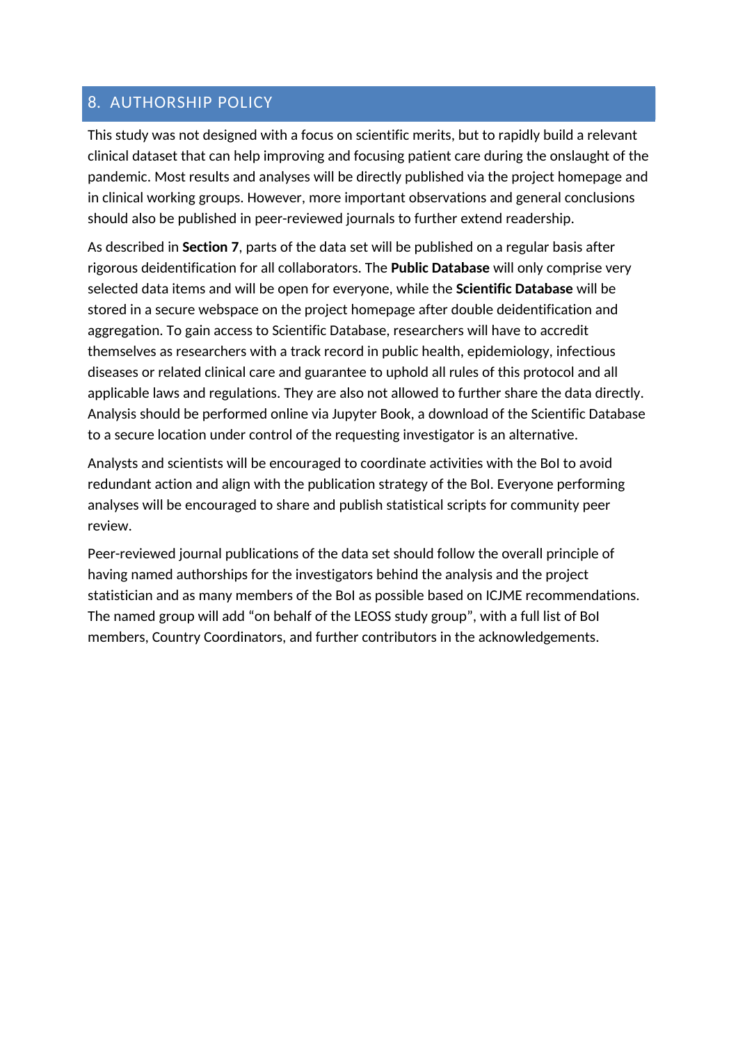## 8. AUTHORSHIP POLICY

This study was not designed with a focus on scientific merits, but to rapidly build a relevant clinical dataset that can help improving and focusing patient care during the onslaught of the pandemic. Most results and analyses will be directly published via the project homepage and in clinical working groups. However, more important observations and general conclusions should also be published in peer-reviewed journals to further extend readership.

As described in **Section 7**, parts of the data set will be published on a regular basis after rigorous deidentification for all collaborators. The **Public Database** will only comprise very selected data items and will be open for everyone, while the **Scientific Database** will be stored in a secure webspace on the project homepage after double deidentification and aggregation. To gain access to Scientific Database, researchers will have to accredit themselves as researchers with a track record in public health, epidemiology, infectious diseases or related clinical care and guarantee to uphold all rules of this protocol and all applicable laws and regulations. They are also not allowed to further share the data directly. Analysis should be performed online via Jupyter Book, a download of the Scientific Database to a secure location under control of the requesting investigator is an alternative.

Analysts and scientists will be encouraged to coordinate activities with the BoI to avoid redundant action and align with the publication strategy of the BoI. Everyone performing analyses will be encouraged to share and publish statistical scripts for community peer review.

Peer-reviewed journal publications of the data set should follow the overall principle of having named authorships for the investigators behind the analysis and the project statistician and as many members of the BoI as possible based on ICJME recommendations. The named group will add "on behalf of the LEOSS study group", with a full list of BoI members, Country Coordinators, and further contributors in the acknowledgements.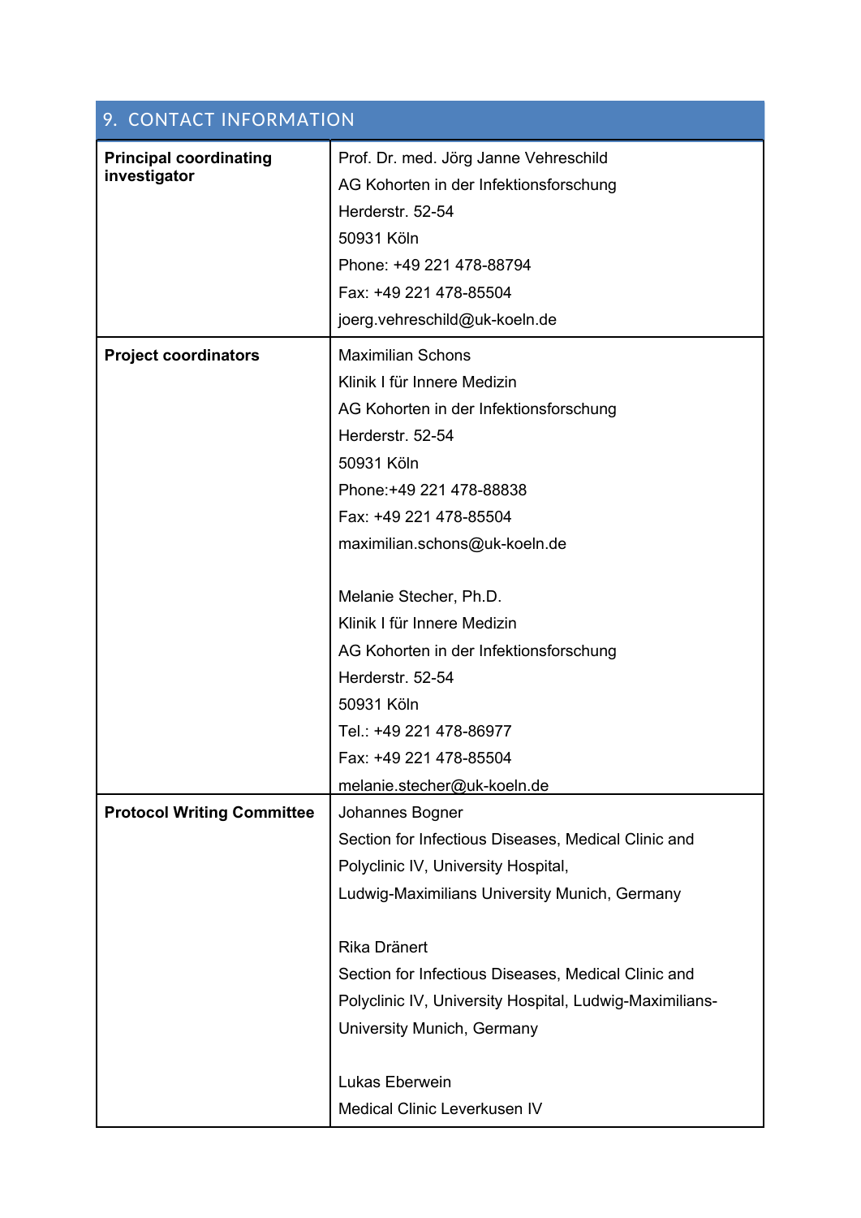## 9. CONTACT INFORMATION

| | |
|---|---|
| **Principal coordinating investigator** | Prof. Dr. med. Jörg Janne Vehreschild<br>AG Kohorten in der Infektionsforschung<br>Herderstr. 52-54<br>50931 Köln<br>Phone: +49 221 478-88794<br>Fax: +49 221 478-85504<br>joerg.vehreschild@uk-koeln.de |
| **Project coordinators** | Maximilian Schons<br>Klinik I für Innere Medizin<br>AG Kohorten in der Infektionsforschung<br>Herderstr. 52-54<br>50931 Köln<br>Phone:+49 221 478-88838<br>Fax: +49 221 478-85504<br>maximilian.schons@uk-koeln.de<br><br>Melanie Stecher, Ph.D.<br>Klinik I für Innere Medizin<br>AG Kohorten in der Infektionsforschung<br>Herderstr. 52-54<br>50931 Köln<br>Tel.: +49 221 478-86977<br>Fax: +49 221 478-85504<br>melanie.stecher@uk-koeln.de |
| **Protocol Writing Committee** | Johannes Bogner<br>Section for Infectious Diseases, Medical Clinic and Polyclinic IV, University Hospital, Ludwig-Maximilians University Munich, Germany<br><br>Rika Dränert<br>Section for Infectious Diseases, Medical Clinic and Polyclinic IV, University Hospital, Ludwig-Maximilians-University Munich, Germany<br><br>Lukas Eberwein<br>Medical Clinic Leverkusen IV |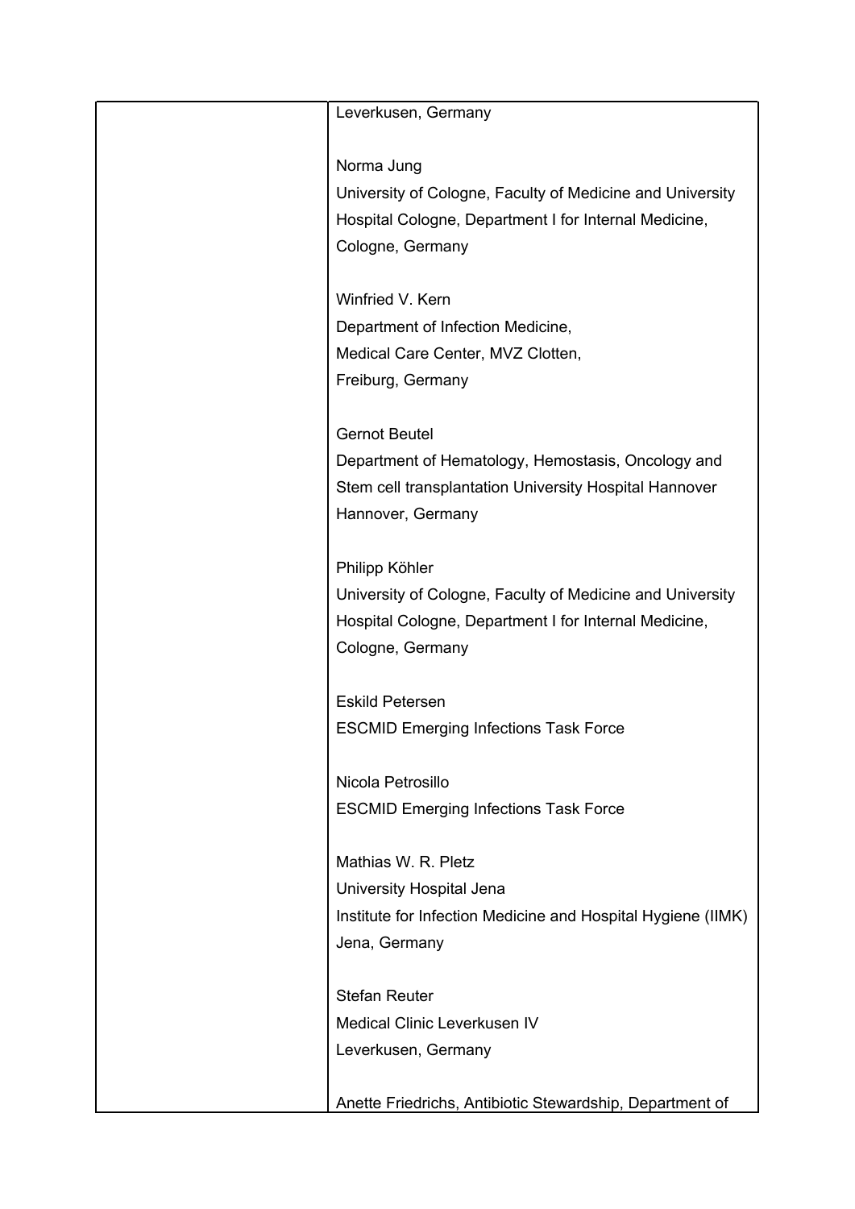| | Leverkusen, Germany<br><br>Norma Jung<br>University of Cologne, Faculty of Medicine and University Hospital Cologne, Department I for Internal Medicine, Cologne, Germany<br><br>Winfried V. Kern<br>Department of Infection Medicine,<br>Medical Care Center, MVZ Clotten,<br>Freiburg, Germany<br><br>Gernot Beutel<br>Department of Hematology, Hemostasis, Oncology and Stem cell transplantation University Hospital Hannover<br>Hannover, Germany<br><br>Philipp Köhler<br>University of Cologne, Faculty of Medicine and University Hospital Cologne, Department I for Internal Medicine, Cologne, Germany<br><br>Eskild Petersen<br>ESCMID Emerging Infections Task Force<br><br>Nicola Petrosillo<br>ESCMID Emerging Infections Task Force<br><br>Mathias W. R. Pletz<br>University Hospital Jena<br>Institute for Infection Medicine and Hospital Hygiene (IIMK)<br>Jena, Germany<br><br>Stefan Reuter<br>Medical Clinic Leverkusen IV<br>Leverkusen, Germany<br><br>Anette Friedrichs, Antibiotic Stewardship, Department of |
|---|---|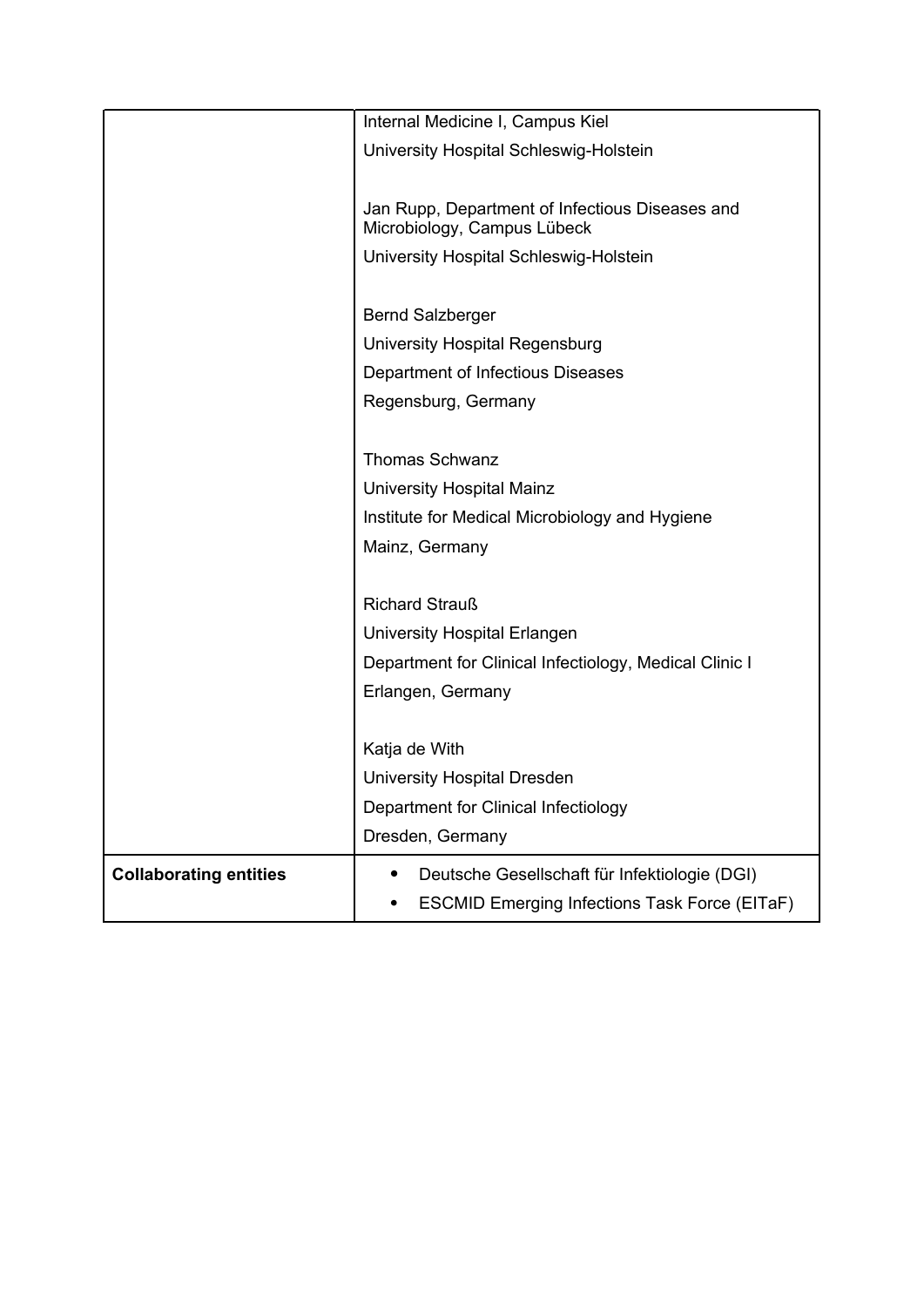| | |
|---|---|
| | Internal Medicine I, Campus Kiel<br>University Hospital Schleswig-Holstein<br><br>Jan Rupp, Department of Infectious Diseases and Microbiology, Campus Lübeck<br>University Hospital Schleswig-Holstein<br><br>Bernd Salzberger<br>University Hospital Regensburg<br>Department of Infectious Diseases<br>Regensburg, Germany<br><br>Thomas Schwanz<br>University Hospital Mainz<br>Institute for Medical Microbiology and Hygiene<br>Mainz, Germany<br><br>Richard Strauß<br>University Hospital Erlangen<br>Department for Clinical Infectiology, Medical Clinic I<br>Erlangen, Germany<br><br>Katja de With<br>University Hospital Dresden<br>Department for Clinical Infectiology<br>Dresden, Germany |
| **Collaborating entities** | • Deutsche Gesellschaft für Infektiologie (DGI)<br>• ESCMID Emerging Infections Task Force (EITaF) |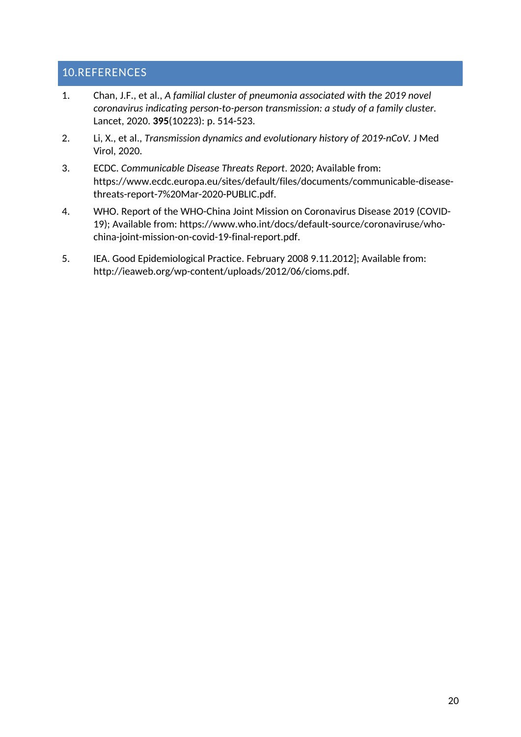## 10.REFERENCES

1. Chan, J.F., et al., *A familial cluster of pneumonia associated with the 2019 novel coronavirus indicating person-to-person transmission: a study of a family cluster*. Lancet, 2020. **395**(10223): p. 514-523.
2. Li, X., et al., *Transmission dynamics and evolutionary history of 2019-nCoV*. J Med Virol, 2020.
3. ECDC. *Communicable Disease Threats Report*. 2020; Available from: https://www.ecdc.europa.eu/sites/default/files/documents/communicable-disease-threats-report-7%20Mar-2020-PUBLIC.pdf.
4. WHO. Report of the WHO-China Joint Mission on Coronavirus Disease 2019 (COVID-19); Available from: https://www.who.int/docs/default-source/coronaviruse/who-china-joint-mission-on-covid-19-final-report.pdf.
5. IEA. Good Epidemiological Practice. February 2008 9.11.2012]; Available from: http://ieaweb.org/wp-content/uploads/2012/06/cioms.pdf.